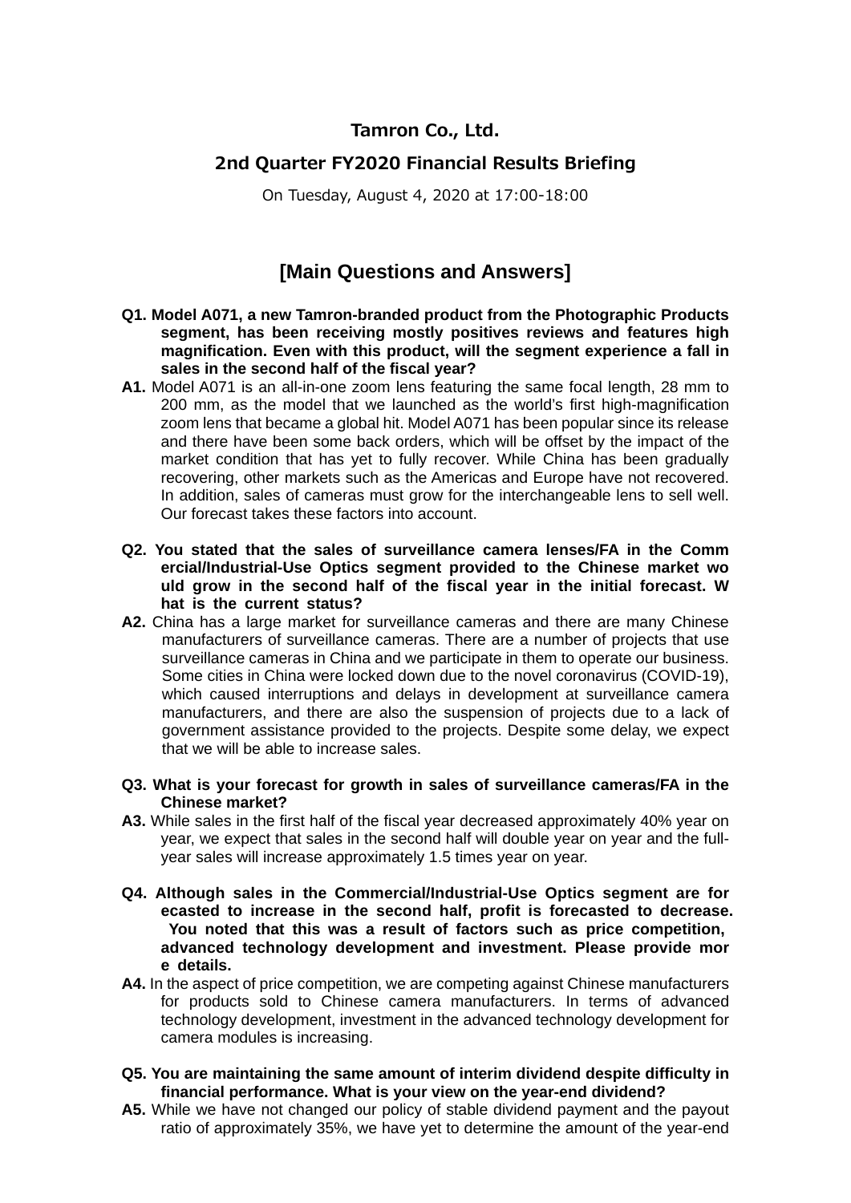# Tamron Co., Ltd.

## 2nd Quarter FY2020 Financial Results Briefing

On Tuesday, August 4, 2020 at 17:00-18:00

## [Main Questions and Answers]

**Q1. Model A071, a new Tamron-branded product from the Photographic Products segment, has been receiving mostly positives reviews and features high magnification. Even with this product, will the segment experience a fall in sales in the second half of the fiscal year?**

**A1.** Model A071 is an all-in-one zoom lens featuring the same focal length, 28 mm to 200 mm, as the model that we launched as the world's first high-magnification zoom lens that became a global hit. Model A071 has been popular since its release and there have been some back orders, which will be offset by the impact of the market condition that has yet to fully recover. While China has been gradually recovering, other markets such as the Americas and Europe have not recovered. In addition, sales of cameras must grow for the interchangeable lens to sell well. Our forecast takes these factors into account.

**Q2. You stated that the sales of surveillance camera lenses/FA in the Commercial/Industrial-Use Optics segment provided to the Chinese market would grow in the second half of the fiscal year in the initial forecast. What is the current status?**

**A2.** China has a large market for surveillance cameras and there are many Chinese manufacturers of surveillance cameras. There are a number of projects that use surveillance cameras in China and we participate in them to operate our business. Some cities in China were locked down due to the novel coronavirus (COVID-19), which caused interruptions and delays in development at surveillance camera manufacturers, and there are also the suspension of projects due to a lack of government assistance provided to the projects. Despite some delay, we expect that we will be able to increase sales.

**Q3. What is your forecast for growth in sales of surveillance cameras/FA in the Chinese market?**

**A3.** While sales in the first half of the fiscal year decreased approximately 40% year on year, we expect that sales in the second half will double year on year and the full-year sales will increase approximately 1.5 times year on year.

**Q4. Although sales in the Commercial/Industrial-Use Optics segment are forecasted to increase in the second half, profit is forecasted to decrease. You noted that this was a result of factors such as price competition, advanced technology development and investment. Please provide more details.**

**A4.** In the aspect of price competition, we are competing against Chinese manufacturers for products sold to Chinese camera manufacturers. In terms of advanced technology development, investment in the advanced technology development for camera modules is increasing.

**Q5. You are maintaining the same amount of interim dividend despite difficulty in financial performance. What is your view on the year-end dividend?**

**A5.** While we have not changed our policy of stable dividend payment and the payout ratio of approximately 35%, we have yet to determine the amount of the year-end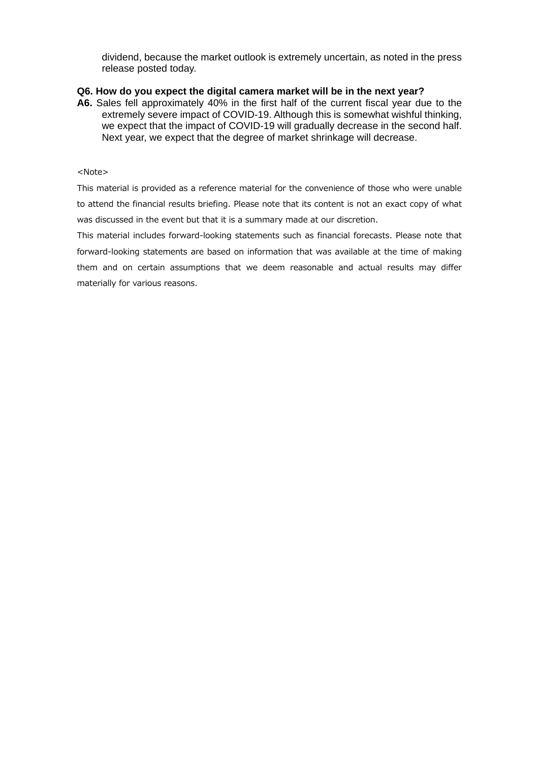dividend, because the market outlook is extremely uncertain, as noted in the press release posted today.

**Q6. How do you expect the digital camera market will be in the next year?**

**A6.** Sales fell approximately 40% in the first half of the current fiscal year due to the extremely severe impact of COVID-19. Although this is somewhat wishful thinking, we expect that the impact of COVID-19 will gradually decrease in the second half. Next year, we expect that the degree of market shrinkage will decrease.

<Note>

This material is provided as a reference material for the convenience of those who were unable to attend the financial results briefing. Please note that its content is not an exact copy of what was discussed in the event but that it is a summary made at our discretion.

This material includes forward-looking statements such as financial forecasts. Please note that forward-looking statements are based on information that was available at the time of making them and on certain assumptions that we deem reasonable and actual results may differ materially for various reasons.